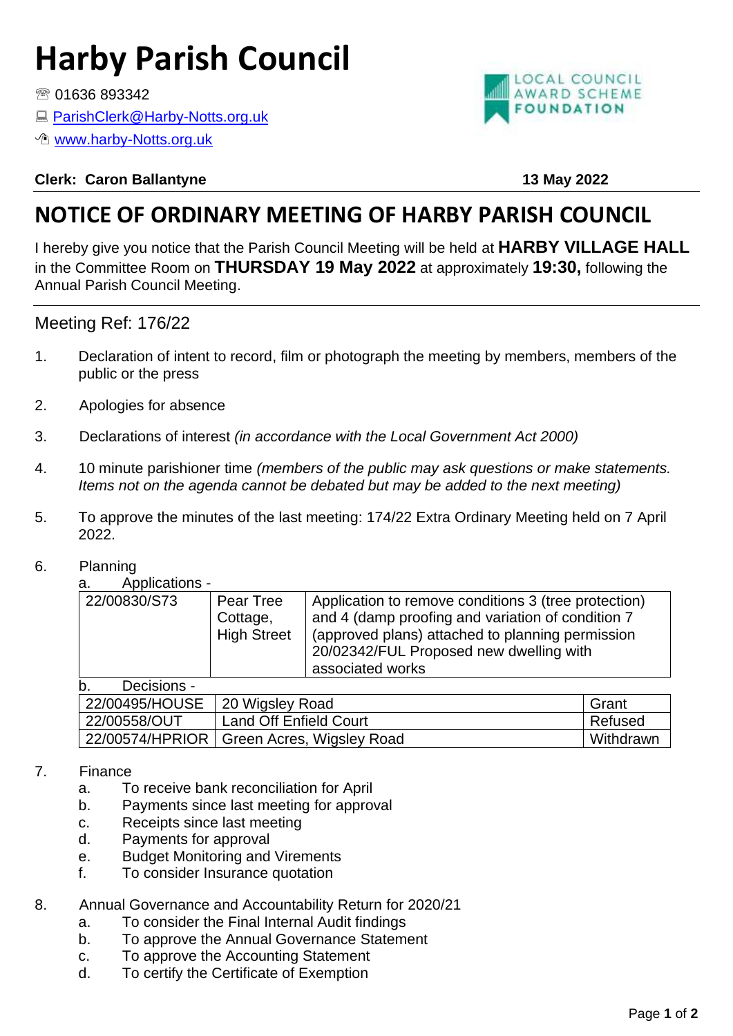# Harby Parish Council

☎ 01636 893342

🖳 ParishClerk@Harby-Notts.org.uk

www.harby-Notts.org.uk

LOCAL COUNCIL AWARD SCHEME FOUNDATION

**Clerk: Caron Ballantyne** **13 May 2022**

## NOTICE OF ORDINARY MEETING OF HARBY PARISH COUNCIL

I hereby give you notice that the Parish Council Meeting will be held at **HARBY VILLAGE HALL** in the Committee Room on **THURSDAY 19 May 2022** at approximately **19:30,** following the Annual Parish Council Meeting.

Meeting Ref: 176/22

1. Declaration of intent to record, film or photograph the meeting by members, members of the public or the press

2. Apologies for absence

3. Declarations of interest *(in accordance with the Local Government Act 2000)*

4. 10 minute parishioner time *(members of the public may ask questions or make statements. Items not on the agenda cannot be debated but may be added to the next meeting)*

5. To approve the minutes of the last meeting: 174/22 Extra Ordinary Meeting held on 7 April 2022.

6. Planning

   a. Applications -

| | | |
|---|---|---|
| 22/00830/S73 | Pear Tree Cottage, High Street | Application to remove conditions 3 (tree protection) and 4 (damp proofing and variation of condition 7 (approved plans) attached to planning permission 20/02342/FUL Proposed new dwelling with associated works |

   b. Decisions -

| | | |
|---|---|---|
| 22/00495/HOUSE | 20 Wigsley Road | Grant |
| 22/00558/OUT | Land Off Enfield Court | Refused |
| 22/00574/HPRIOR | Green Acres, Wigsley Road | Withdrawn |

7. Finance
   a. To receive bank reconciliation for April
   b. Payments since last meeting for approval
   c. Receipts since last meeting
   d. Payments for approval
   e. Budget Monitoring and Virements
   f. To consider Insurance quotation

8. Annual Governance and Accountability Return for 2020/21
   a. To consider the Final Internal Audit findings
   b. To approve the Annual Governance Statement
   c. To approve the Accounting Statement
   d. To certify the Certificate of Exemption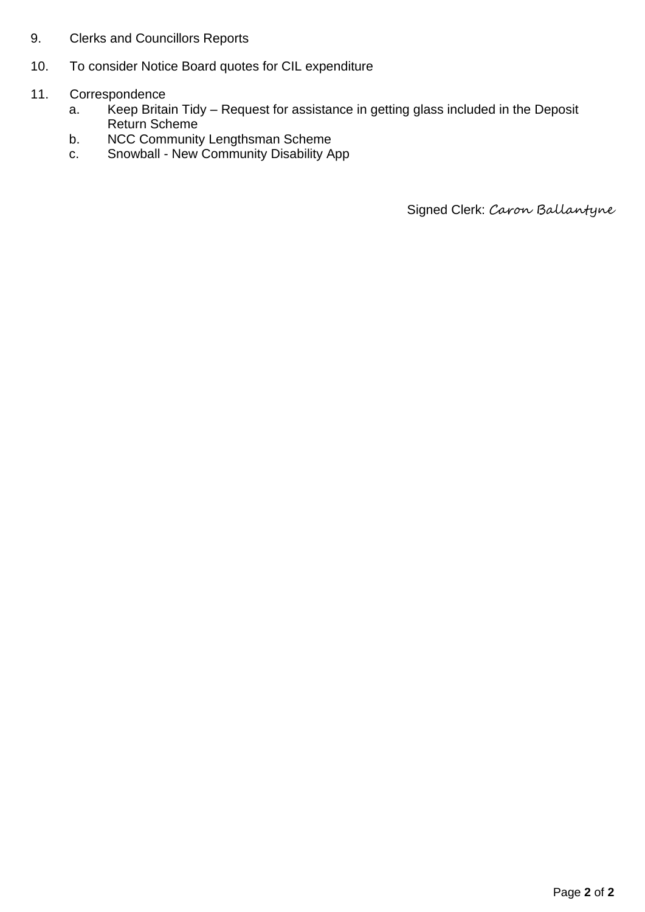9. Clerks and Councillors Reports

10. To consider Notice Board quotes for CIL expenditure

11. Correspondence
    a. Keep Britain Tidy – Request for assistance in getting glass included in the Deposit Return Scheme
    b. NCC Community Lengthsman Scheme
    c. Snowball - New Community Disability App

Signed Clerk: *Caron Ballantyne*